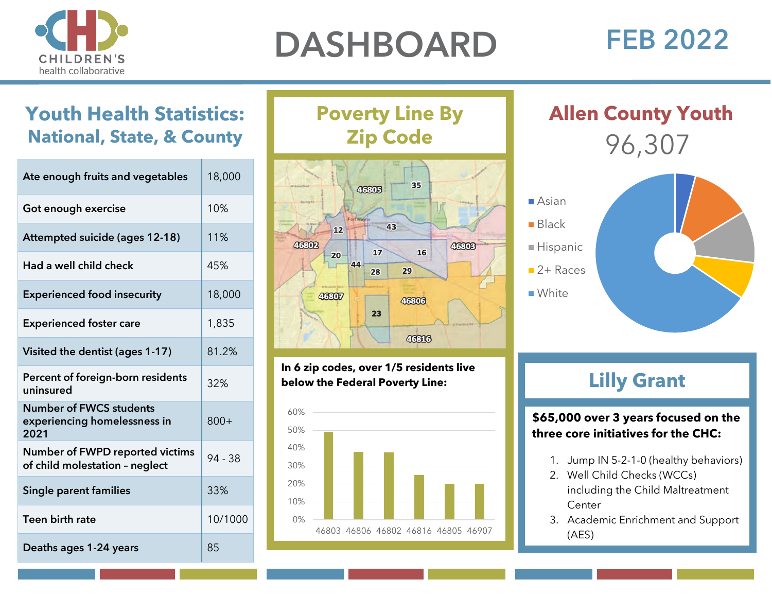# DASHBOARD

## FEB 2022

## Youth Health Statistics: National, State, & County

| Statistic | Value |
|---|---|
| Ate enough fruits and vegetables | 18,000 |
| Got enough exercise | 10% |
| Attempted suicide (ages 12-18) | 11% |
| Had a well child check | 45% |
| Experienced food insecurity | 18,000 |
| Experienced foster care | 1,835 |
| Visited the dentist (ages 1-17) | 81.2% |
| Percent of foreign-born residents uninsured | 32% |
| Number of FWCS students experiencing homelessness in 2021 | 800+ |
| Number of FWPD reported victims of child molestation – neglect | 94 - 38 |
| Single parent families | 33% |
| Teen birth rate | 10/1000 |
| Deaths ages 1-24 years | 85 |

## Poverty Line By Zip Code

**In 6 zip codes, over 1/5 residents live below the Federal Poverty Line:**

| Zip Code | Approx. % below poverty line |
|---|---|
| 46803 | ~49% |
| 46806 | ~38% |
| 46802 | ~38% |
| 46816 | ~25% |
| 46805 | ~20% |
| 46907 | ~20% |

## Allen County Youth

96,307

- Asian
- Black
- Hispanic
- 2+ Races
- White

## Lilly Grant

**$65,000 over 3 years focused on the three core initiatives for the CHC:**

1. Jump IN 5-2-1-0 (healthy behaviors)
2. Well Child Checks (WCCs) including the Child Maltreatment Center
3. Academic Enrichment and Support (AES)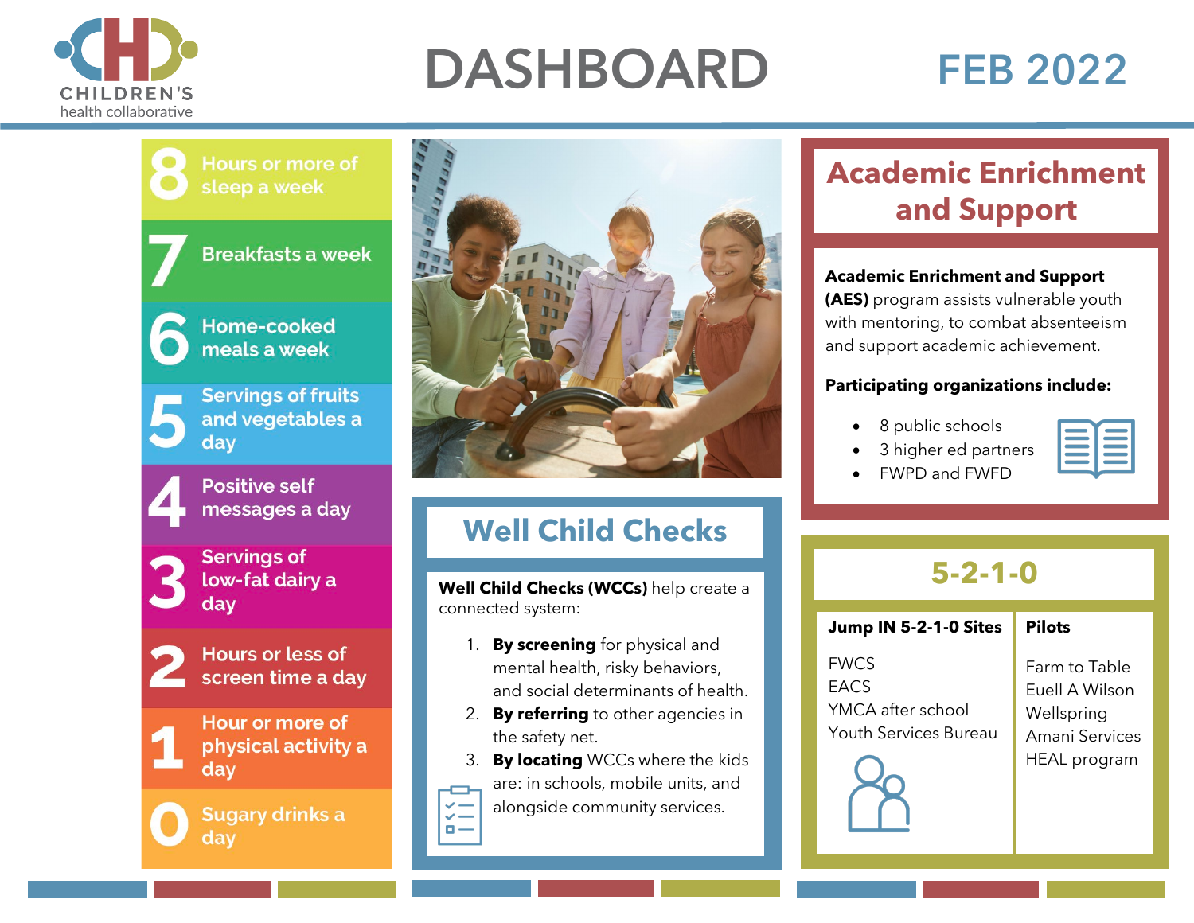CHILDREN'S health collaborative

# DASHBOARD

## FEB 2022

**8** Hours or more of sleep a week

**7** Breakfasts a week

**6** Home-cooked meals a week

**5** Servings of fruits and vegetables a day

**4** Positive self messages a day

**3** Servings of low-fat dairy a day

**2** Hours or less of screen time a day

**1** Hour or more of physical activity a day

**0** Sugary drinks a day

## Well Child Checks

**Well Child Checks (WCCs)** help create a connected system:

1. **By screening** for physical and mental health, risky behaviors, and social determinants of health.
2. **By referring** to other agencies in the safety net.
3. **By locating** WCCs where the kids are: in schools, mobile units, and alongside community services.

## Academic Enrichment and Support

**Academic Enrichment and Support (AES)** program assists vulnerable youth with mentoring, to combat absenteeism and support academic achievement.

**Participating organizations include:**

- 8 public schools
- 3 higher ed partners
- FWPD and FWFD

## 5-2-1-0

| Jump IN 5-2-1-0 Sites | Pilots |
|---|---|
| FWCS | Farm to Table |
| EACS | Euell A Wilson |
| YMCA after school | Wellspring |
| Youth Services Bureau | Amani Services |
| | HEAL program |